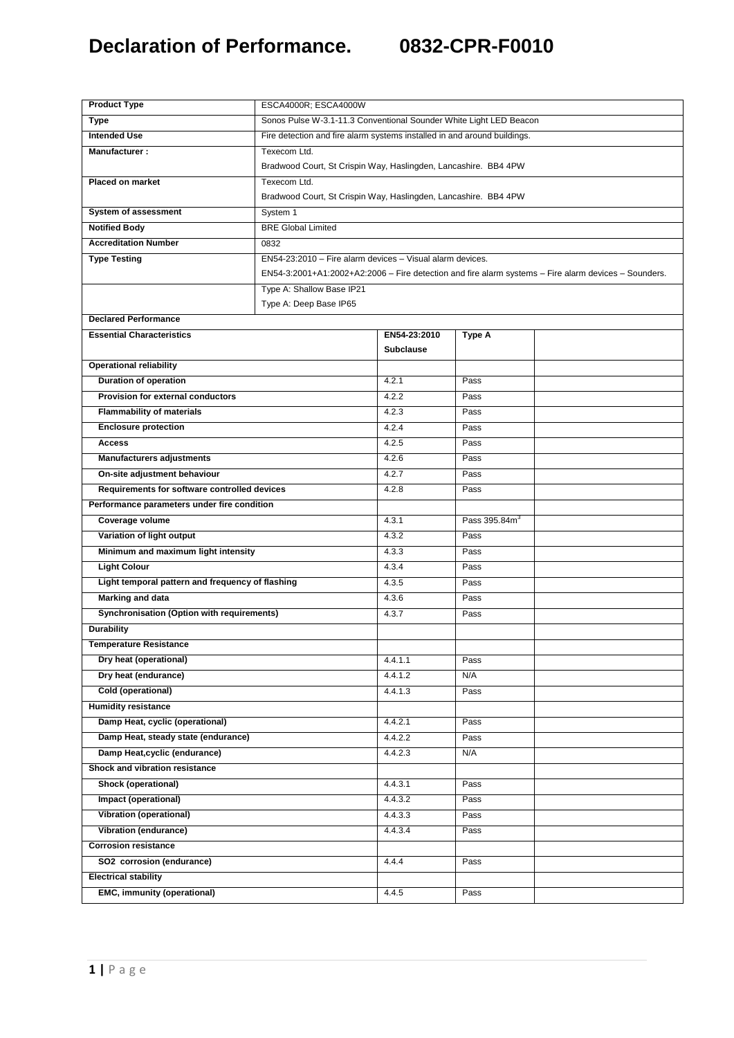# Declaration of Performance. 0832-CPR-F0010

| **Product Type** | ESCA4000R; ESCA4000W |
|---|---|
| **Type** | Sonos Pulse W-3.1-11.3 Conventional Sounder White Light LED Beacon |
| **Intended Use** | Fire detection and fire alarm systems installed in and around buildings. |
| **Manufacturer :** | Texecom Ltd.<br>Bradwood Court, St Crispin Way, Haslingden, Lancashire. BB4 4PW |
| **Placed on market** | Texecom Ltd.<br>Bradwood Court, St Crispin Way, Haslingden, Lancashire. BB4 4PW |
| **System of assessment** | System 1 |
| **Notified Body** | BRE Global Limited |
| **Accreditation Number** | 0832 |
| **Type Testing** | EN54-23:2010 – Fire alarm devices – Visual alarm devices.<br>EN54-3:2001+A1:2002+A2:2006 – Fire detection and fire alarm systems – Fire alarm devices – Sounders. |
| | Type A: Shallow Base IP21<br>Type A: Deep Base IP65 |

**Declared Performance**

| **Essential Characteristics** | **EN54-23:2010 Subclause** | **Type A** | |
|---|---|---|---|
| **Operational reliability** | | | |
| **Duration of operation** | 4.2.1 | Pass | |
| **Provision for external conductors** | 4.2.2 | Pass | |
| **Flammability of materials** | 4.2.3 | Pass | |
| **Enclosure protection** | 4.2.4 | Pass | |
| **Access** | 4.2.5 | Pass | |
| **Manufacturers adjustments** | 4.2.6 | Pass | |
| **On-site adjustment behaviour** | 4.2.7 | Pass | |
| **Requirements for software controlled devices** | 4.2.8 | Pass | |
| **Performance parameters under fire condition** | | | |
| **Coverage volume** | 4.3.1 | Pass 395.84m$^3$ | |
| **Variation of light output** | 4.3.2 | Pass | |
| **Minimum and maximum light intensity** | 4.3.3 | Pass | |
| **Light Colour** | 4.3.4 | Pass | |
| **Light temporal pattern and frequency of flashing** | 4.3.5 | Pass | |
| **Marking and data** | 4.3.6 | Pass | |
| **Synchronisation (Option with requirements)** | 4.3.7 | Pass | |
| **Durability** | | | |
| **Temperature Resistance** | | | |
| **Dry heat (operational)** | 4.4.1.1 | Pass | |
| **Dry heat (endurance)** | 4.4.1.2 | N/A | |
| **Cold (operational)** | 4.4.1.3 | Pass | |
| **Humidity resistance** | | | |
| **Damp Heat, cyclic (operational)** | 4.4.2.1 | Pass | |
| **Damp Heat, steady state (endurance)** | 4.4.2.2 | Pass | |
| **Damp Heat,cyclic (endurance)** | 4.4.2.3 | N/A | |
| **Shock and vibration resistance** | | | |
| **Shock (operational)** | 4.4.3.1 | Pass | |
| **Impact (operational)** | 4.4.3.2 | Pass | |
| **Vibration (operational)** | 4.4.3.3 | Pass | |
| **Vibration (endurance)** | 4.4.3.4 | Pass | |
| **Corrosion resistance** | | | |
| **SO2 corrosion (endurance)** | 4.4.4 | Pass | |
| **Electrical stability** | | | |
| **EMC, immunity (operational)** | 4.4.5 | Pass | |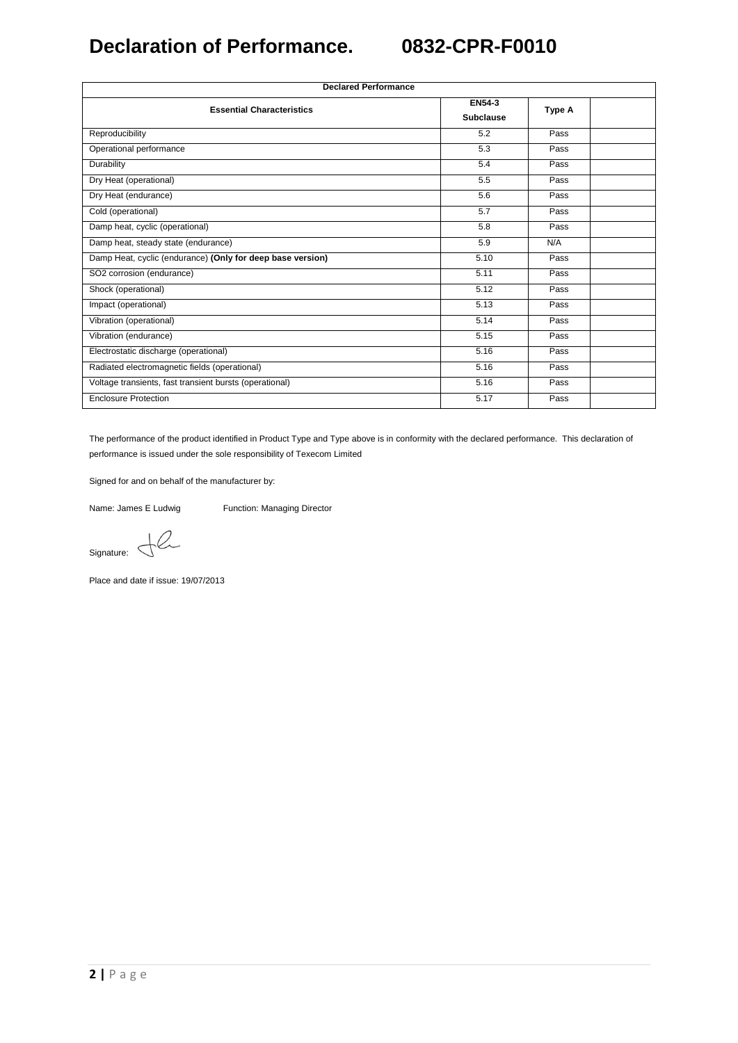# Declaration of Performance. 0832-CPR-F0010

| Declared Performance | | | |
|---|---|---|---|
| **Essential Characteristics** | **EN54-3 Subclause** | **Type A** | |
| Reproducibility | 5.2 | Pass | |
| Operational performance | 5.3 | Pass | |
| Durability | 5.4 | Pass | |
| Dry Heat (operational) | 5.5 | Pass | |
| Dry Heat (endurance) | 5.6 | Pass | |
| Cold (operational) | 5.7 | Pass | |
| Damp heat, cyclic (operational) | 5.8 | Pass | |
| Damp heat, steady state (endurance) | 5.9 | N/A | |
| Damp Heat, cyclic (endurance) **(Only for deep base version)** | 5.10 | Pass | |
| SO2 corrosion (endurance) | 5.11 | Pass | |
| Shock (operational) | 5.12 | Pass | |
| Impact (operational) | 5.13 | Pass | |
| Vibration (operational) | 5.14 | Pass | |
| Vibration (endurance) | 5.15 | Pass | |
| Electrostatic discharge (operational) | 5.16 | Pass | |
| Radiated electromagnetic fields (operational) | 5.16 | Pass | |
| Voltage transients, fast transient bursts (operational) | 5.16 | Pass | |
| Enclosure Protection | 5.17 | Pass | |

The performance of the product identified in Product Type and Type above is in conformity with the declared performance. This declaration of performance is issued under the sole responsibility of Texecom Limited

Signed for and on behalf of the manufacturer by:

Name: James E Ludwig Function: Managing Director

Signature:

Place and date if issue: 19/07/2013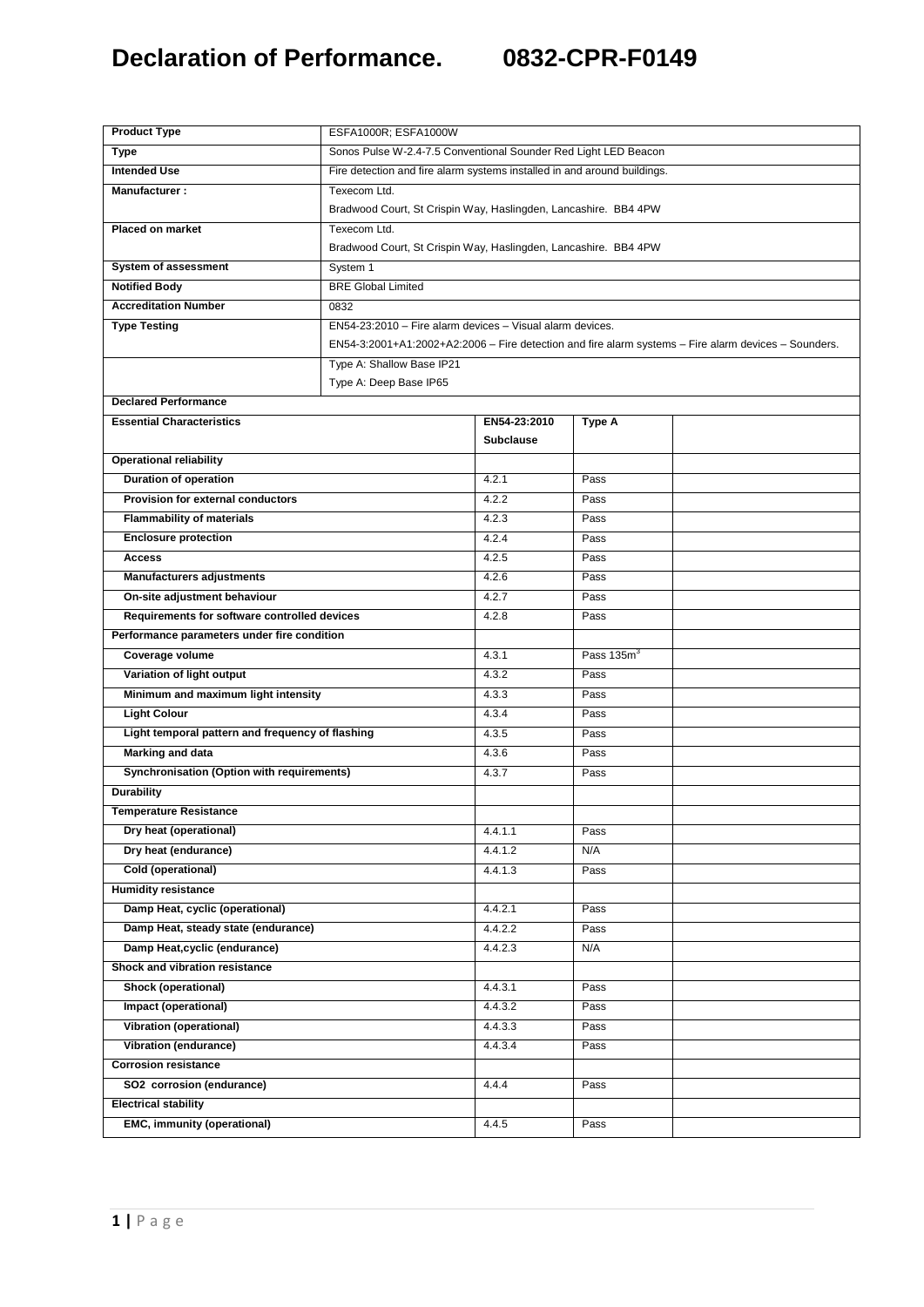# Declaration of Performance. 0832-CPR-F0149

| Product Type | ESFA1000R; ESFA1000W | | |
|---|---|---|---|
| Type | Sonos Pulse W-2.4-7.5 Conventional Sounder Red Light LED Beacon | | |
| Intended Use | Fire detection and fire alarm systems installed in and around buildings. | | |
| Manufacturer : | Texecom Ltd.<br>Bradwood Court, St Crispin Way, Haslingden, Lancashire. BB4 4PW | | |
| Placed on market | Texecom Ltd.<br>Bradwood Court, St Crispin Way, Haslingden, Lancashire. BB4 4PW | | |
| System of assessment | System 1 | | |
| Notified Body | BRE Global Limited | | |
| Accreditation Number | 0832 | | |
| Type Testing | EN54-23:2010 – Fire alarm devices – Visual alarm devices.<br>EN54-3:2001+A1:2002+A2:2006 – Fire detection and fire alarm systems – Fire alarm devices – Sounders. | | |
| | Type A: Shallow Base IP21<br>Type A: Deep Base IP65 | | |
| **Declared Performance** | | | |

| Essential Characteristics | EN54-23:2010 Subclause | Type A | |
|---|---|---|---|
| **Operational reliability** | | | |
| Duration of operation | 4.2.1 | Pass | |
| Provision for external conductors | 4.2.2 | Pass | |
| Flammability of materials | 4.2.3 | Pass | |
| Enclosure protection | 4.2.4 | Pass | |
| Access | 4.2.5 | Pass | |
| Manufacturers adjustments | 4.2.6 | Pass | |
| On-site adjustment behaviour | 4.2.7 | Pass | |
| Requirements for software controlled devices | 4.2.8 | Pass | |
| **Performance parameters under fire condition** | | | |
| Coverage volume | 4.3.1 | Pass 135m$^3$ | |
| Variation of light output | 4.3.2 | Pass | |
| Minimum and maximum light intensity | 4.3.3 | Pass | |
| Light Colour | 4.3.4 | Pass | |
| Light temporal pattern and frequency of flashing | 4.3.5 | Pass | |
| Marking and data | 4.3.6 | Pass | |
| Synchronisation (Option with requirements) | 4.3.7 | Pass | |
| **Durability** | | | |
| **Temperature Resistance** | | | |
| Dry heat (operational) | 4.4.1.1 | Pass | |
| Dry heat (endurance) | 4.4.1.2 | N/A | |
| Cold (operational) | 4.4.1.3 | Pass | |
| **Humidity resistance** | | | |
| Damp Heat, cyclic (operational) | 4.4.2.1 | Pass | |
| Damp Heat, steady state (endurance) | 4.4.2.2 | Pass | |
| Damp Heat,cyclic (endurance) | 4.4.2.3 | N/A | |
| **Shock and vibration resistance** | | | |
| Shock (operational) | 4.4.3.1 | Pass | |
| Impact (operational) | 4.4.3.2 | Pass | |
| Vibration (operational) | 4.4.3.3 | Pass | |
| Vibration (endurance) | 4.4.3.4 | Pass | |
| **Corrosion resistance** | | | |
| $SO_2$ corrosion (endurance) | 4.4.4 | Pass | |
| **Electrical stability** | | | |
| EMC, immunity (operational) | 4.4.5 | Pass | |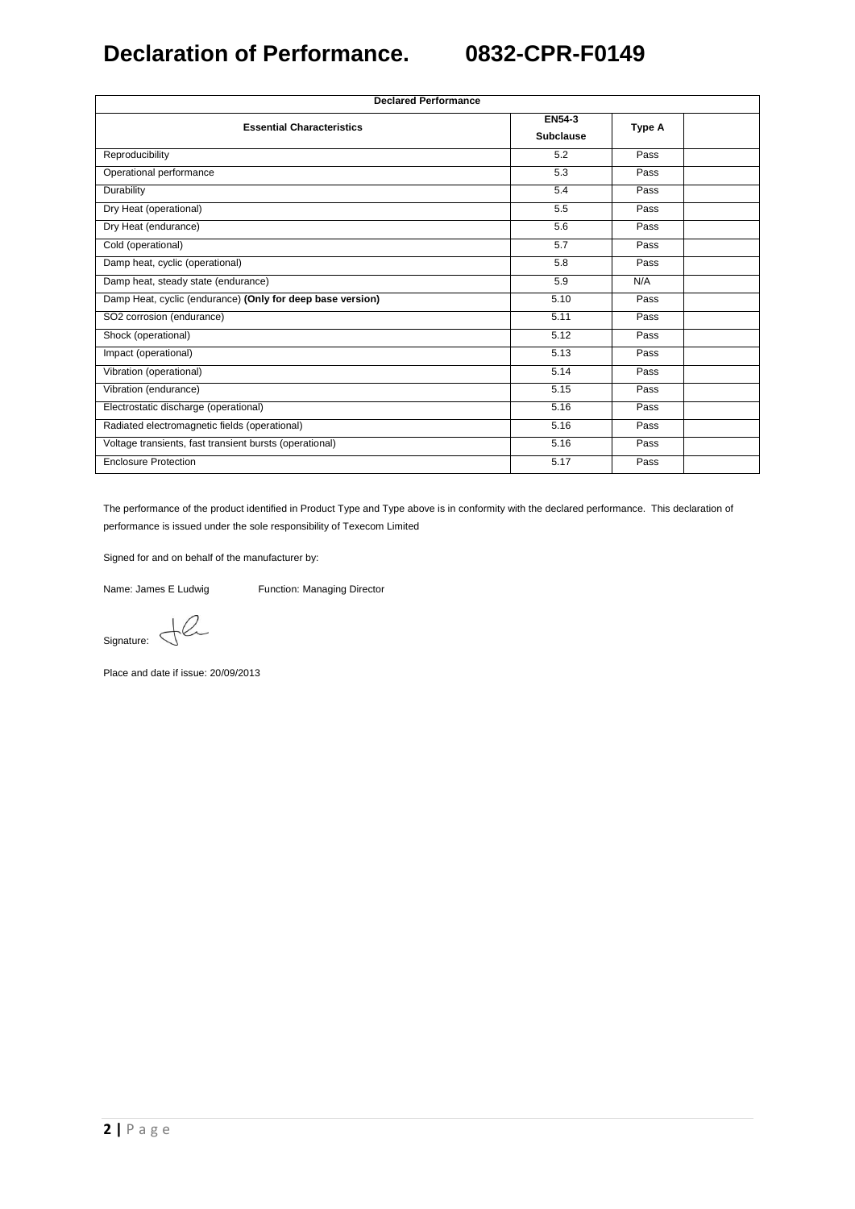# Declaration of Performance. 0832-CPR-F0149

| Declared Performance | | | |
|---|---|---|---|
| **Essential Characteristics** | **EN54-3 Subclause** | **Type A** | |
| Reproducibility | 5.2 | Pass | |
| Operational performance | 5.3 | Pass | |
| Durability | 5.4 | Pass | |
| Dry Heat (operational) | 5.5 | Pass | |
| Dry Heat (endurance) | 5.6 | Pass | |
| Cold (operational) | 5.7 | Pass | |
| Damp heat, cyclic (operational) | 5.8 | Pass | |
| Damp heat, steady state (endurance) | 5.9 | N/A | |
| Damp Heat, cyclic (endurance) **(Only for deep base version)** | 5.10 | Pass | |
| $SO_2$ corrosion (endurance) | 5.11 | Pass | |
| Shock (operational) | 5.12 | Pass | |
| Impact (operational) | 5.13 | Pass | |
| Vibration (operational) | 5.14 | Pass | |
| Vibration (endurance) | 5.15 | Pass | |
| Electrostatic discharge (operational) | 5.16 | Pass | |
| Radiated electromagnetic fields (operational) | 5.16 | Pass | |
| Voltage transients, fast transient bursts (operational) | 5.16 | Pass | |
| Enclosure Protection | 5.17 | Pass | |

The performance of the product identified in Product Type and Type above is in conformity with the declared performance. This declaration of performance is issued under the sole responsibility of Texecom Limited

Signed for and on behalf of the manufacturer by:

Name: James E Ludwig Function: Managing Director

Signature:

Place and date if issue: 20/09/2013